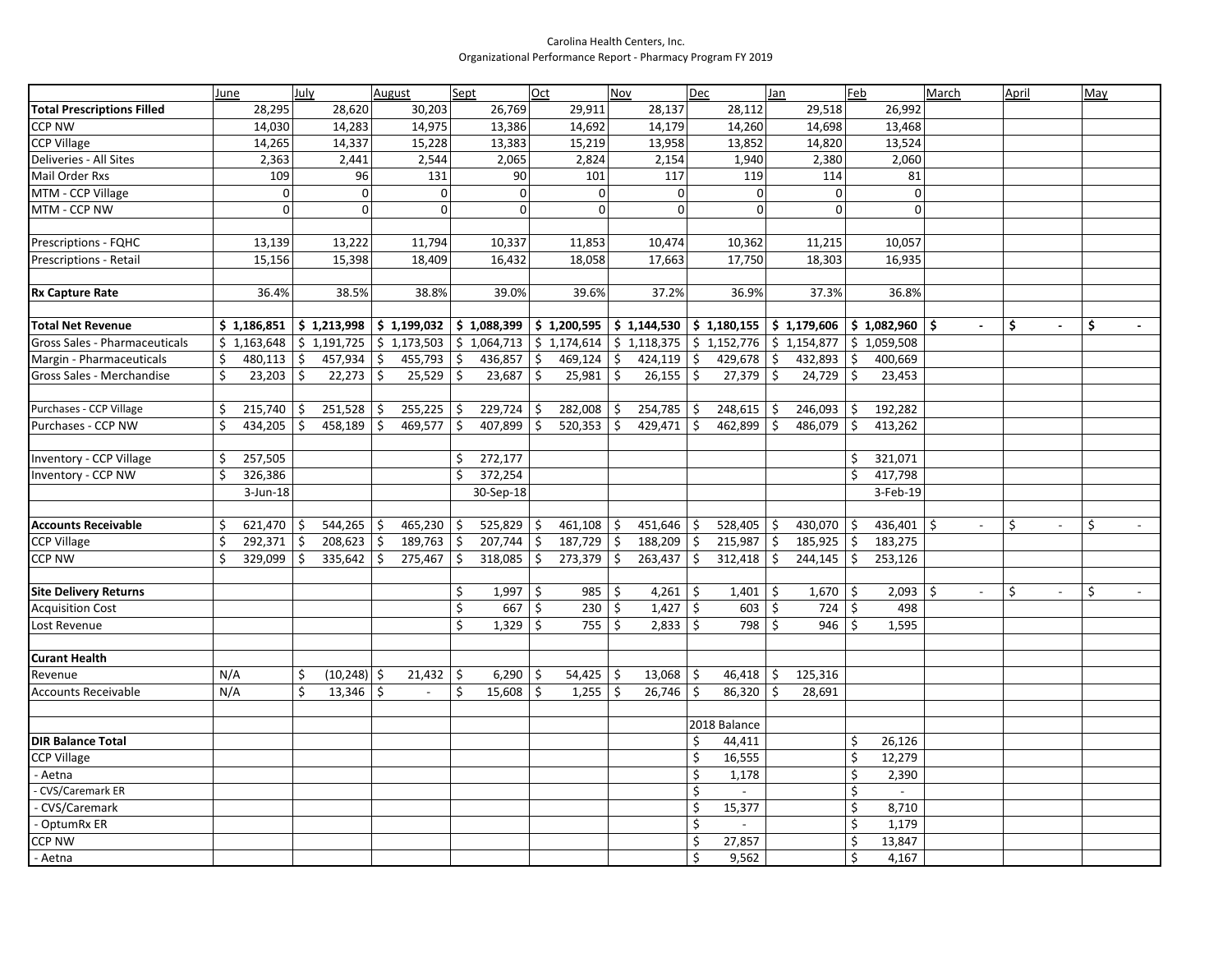Carolina Health Centers, Inc.
Organizational Performance Report - Pharmacy Program FY 2019

| | June | July | August | Sept | Oct | Nov | Dec | Jan | Feb | March | April | May |
|---|---|---|---|---|---|---|---|---|---|---|---|---|
| **Total Prescriptions Filled** | 28,295 | 28,620 | 30,203 | 26,769 | 29,911 | 28,137 | 28,112 | 29,518 | 26,992 | | | |
| CCP NW | 14,030 | 14,283 | 14,975 | 13,386 | 14,692 | 14,179 | 14,260 | 14,698 | 13,468 | | | |
| CCP Village | 14,265 | 14,337 | 15,228 | 13,383 | 15,219 | 13,958 | 13,852 | 14,820 | 13,524 | | | |
| Deliveries - All Sites | 2,363 | 2,441 | 2,544 | 2,065 | 2,824 | 2,154 | 1,940 | 2,380 | 2,060 | | | |
| Mail Order Rxs | 109 | 96 | 131 | 90 | 101 | 117 | 119 | 114 | 81 | | | |
| MTM - CCP Village | 0 | 0 | 0 | 0 | 0 | 0 | 0 | 0 | 0 | | | |
| MTM - CCP NW | 0 | 0 | 0 | 0 | 0 | 0 | 0 | 0 | 0 | | | |
| | | | | | | | | | | | | |
| Prescriptions - FQHC | 13,139 | 13,222 | 11,794 | 10,337 | 11,853 | 10,474 | 10,362 | 11,215 | 10,057 | | | |
| Prescriptions - Retail | 15,156 | 15,398 | 18,409 | 16,432 | 18,058 | 17,663 | 17,750 | 18,303 | 16,935 | | | |
| | | | | | | | | | | | | |
| **Rx Capture Rate** | 36.4% | 38.5% | 38.8% | 39.0% | 39.6% | 37.2% | 36.9% | 37.3% | 36.8% | | | |
| | | | | | | | | | | | | |
| **Total Net Revenue** | $ 1,186,851 | $ 1,213,998 | $ 1,199,032 | $ 1,088,399 | $ 1,200,595 | $ 1,144,530 | $ 1,180,155 | $ 1,179,606 | $ 1,082,960 | $ - | $ - | $ - |
| Gross Sales - Pharmaceuticals | $ 1,163,648 | $ 1,191,725 | $ 1,173,503 | $ 1,064,713 | $ 1,174,614 | $ 1,118,375 | $ 1,152,776 | $ 1,154,877 | $ 1,059,508 | | | |
| Margin - Pharmaceuticals | $ 480,113 | $ 457,934 | $ 455,793 | $ 436,857 | $ 469,124 | $ 424,119 | $ 429,678 | $ 432,893 | $ 400,669 | | | |
| Gross Sales - Merchandise | $ 23,203 | $ 22,273 | $ 25,529 | $ 23,687 | $ 25,981 | $ 26,155 | $ 27,379 | $ 24,729 | $ 23,453 | | | |
| | | | | | | | | | | | | |
| Purchases - CCP Village | $ 215,740 | $ 251,528 | $ 255,225 | $ 229,724 | $ 282,008 | $ 254,785 | $ 248,615 | $ 246,093 | $ 192,282 | | | |
| Purchases - CCP NW | $ 434,205 | $ 458,189 | $ 469,577 | $ 407,899 | $ 520,353 | $ 429,471 | $ 462,899 | $ 486,079 | $ 413,262 | | | |
| | | | | | | | | | | | | |
| Inventory - CCP Village | $ 257,505 | | | $ 272,177 | | | | | $ 321,071 | | | |
| Inventory - CCP NW | $ 326,386 | | | $ 372,254 | | | | | $ 417,798 | | | |
| | 3-Jun-18 | | | 30-Sep-18 | | | | | 3-Feb-19 | | | |
| | | | | | | | | | | | | |
| **Accounts Receivable** | $ 621,470 | $ 544,265 | $ 465,230 | $ 525,829 | $ 461,108 | $ 451,646 | $ 528,405 | $ 430,070 | $ 436,401 | $ - | $ - | $ - |
| CCP Village | $ 292,371 | $ 208,623 | $ 189,763 | $ 207,744 | $ 187,729 | $ 188,209 | $ 215,987 | $ 185,925 | $ 183,275 | | | |
| CCP NW | $ 329,099 | $ 335,642 | $ 275,467 | $ 318,085 | $ 273,379 | $ 263,437 | $ 312,418 | $ 244,145 | $ 253,126 | | | |
| | | | | | | | | | | | | |
| **Site Delivery Returns** | | | | $ 1,997 | $ 985 | $ 4,261 | $ 1,401 | $ 1,670 | $ 2,093 | $ - | $ - | $ - |
| Acquisition Cost | | | | $ 667 | $ 230 | $ 1,427 | $ 603 | $ 724 | $ 498 | | | |
| Lost Revenue | | | | $ 1,329 | $ 755 | $ 2,833 | $ 798 | $ 946 | $ 1,595 | | | |
| | | | | | | | | | | | | |
| **Curant Health** | | | | | | | | | | | | |
| Revenue | N/A | $ (10,248) | $ 21,432 | $ 6,290 | $ 54,425 | $ 13,068 | $ 46,418 | $ 125,316 | | | | |
| Accounts Receivable | N/A | $ 13,346 | $ - | $ 15,608 | $ 1,255 | $ 26,746 | $ 86,320 | $ 28,691 | | | | |
| | | | | | | | | | | | | |
| | | | | | | | 2018 Balance | | | | | |
| **DIR Balance Total** | | | | | | | $ 44,411 | | $ 26,126 | | | |
| CCP Village | | | | | | | $ 16,555 | | $ 12,279 | | | |
| - Aetna | | | | | | | $ 1,178 | | $ 2,390 | | | |
| - CVS/Caremark ER | | | | | | | $ - | | $ - | | | |
| - CVS/Caremark | | | | | | | $ 15,377 | | $ 8,710 | | | |
| - OptumRx ER | | | | | | | $ - | | $ 1,179 | | | |
| CCP NW | | | | | | | $ 27,857 | | $ 13,847 | | | |
| - Aetna | | | | | | | $ 9,562 | | $ 4,167 | | | |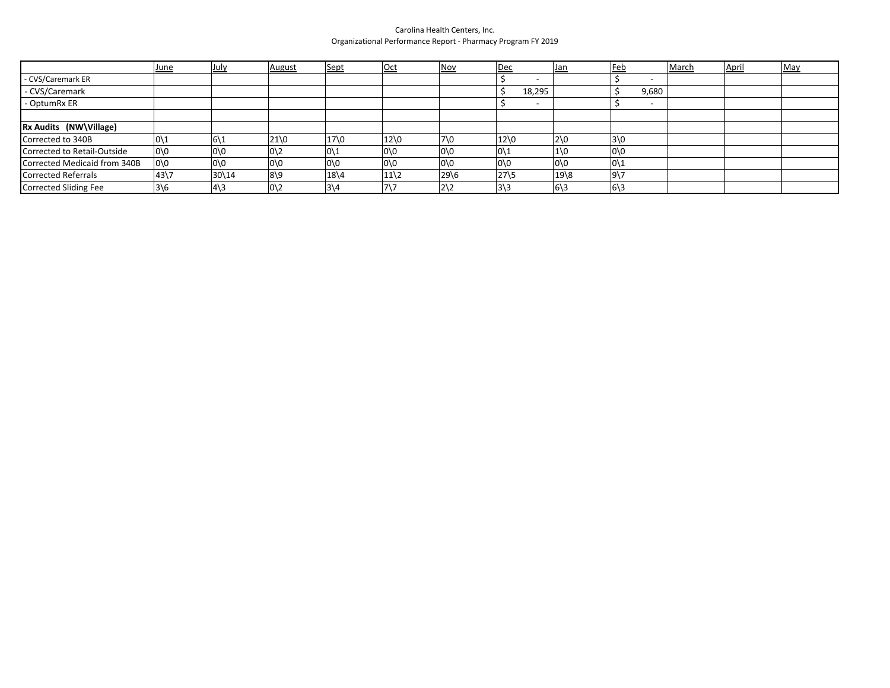Carolina Health Centers, Inc.
Organizational Performance Report - Pharmacy Program FY 2019

| | June | July | August | Sept | Oct | Nov | Dec | Jan | Feb | March | April | May |
|---|---|---|---|---|---|---|---|---|---|---|---|---|
| - CVS/Caremark ER | | | | | | | $ - | | $ - | | | |
| - CVS/Caremark | | | | | | | $ 18,295 | | $ 9,680 | | | |
| - OptumRx ER | | | | | | | $ - | | $ - | | | |
| | | | | | | | | | | | | |
| **Rx Audits (NW\Village)** | | | | | | | | | | | | |
| Corrected to 340B | 0\1 | 6\1 | 21\0 | 17\0 | 12\0 | 7\0 | 12\0 | 2\0 | 3\0 | | | |
| Corrected to Retail-Outside | 0\0 | 0\0 | 0\2 | 0\1 | 0\0 | 0\0 | 0\1 | 1\0 | 0\0 | | | |
| Corrected Medicaid from 340B | 0\0 | 0\0 | 0\0 | 0\0 | 0\0 | 0\0 | 0\0 | 0\0 | 0\1 | | | |
| Corrected Referrals | 43\7 | 30\14 | 8\9 | 18\4 | 11\2 | 29\6 | 27\5 | 19\8 | 9\7 | | | |
| Corrected Sliding Fee | 3\6 | 4\3 | 0\2 | 3\4 | 7\7 | 2\2 | 3\3 | 6\3 | 6\3 | | | |